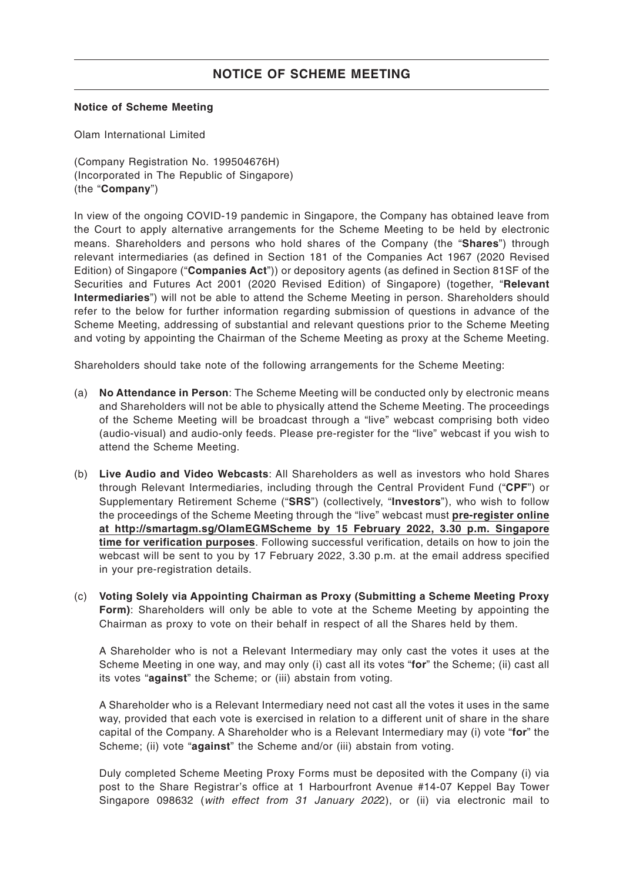# NOTICE OF SCHEME MEETING

**Notice of Scheme Meeting**

Olam International Limited

(Company Registration No. 199504676H)
(Incorporated in The Republic of Singapore)
(the "**Company**")

In view of the ongoing COVID-19 pandemic in Singapore, the Company has obtained leave from the Court to apply alternative arrangements for the Scheme Meeting to be held by electronic means. Shareholders and persons who hold shares of the Company (the "**Shares**") through relevant intermediaries (as defined in Section 181 of the Companies Act 1967 (2020 Revised Edition) of Singapore ("**Companies Act**")) or depository agents (as defined in Section 81SF of the Securities and Futures Act 2001 (2020 Revised Edition) of Singapore) (together, "**Relevant Intermediaries**") will not be able to attend the Scheme Meeting in person. Shareholders should refer to the below for further information regarding submission of questions in advance of the Scheme Meeting, addressing of substantial and relevant questions prior to the Scheme Meeting and voting by appointing the Chairman of the Scheme Meeting as proxy at the Scheme Meeting.

Shareholders should take note of the following arrangements for the Scheme Meeting:

(a) **No Attendance in Person**: The Scheme Meeting will be conducted only by electronic means and Shareholders will not be able to physically attend the Scheme Meeting. The proceedings of the Scheme Meeting will be broadcast through a "live" webcast comprising both video (audio-visual) and audio-only feeds. Please pre-register for the "live" webcast if you wish to attend the Scheme Meeting.

(b) **Live Audio and Video Webcasts**: All Shareholders as well as investors who hold Shares through Relevant Intermediaries, including through the Central Provident Fund ("**CPF**") or Supplementary Retirement Scheme ("**SRS**") (collectively, "**Investors**"), who wish to follow the proceedings of the Scheme Meeting through the "live" webcast must **pre-register online at http://smartagm.sg/OlamEGMScheme by 15 February 2022, 3.30 p.m. Singapore time for verification purposes**. Following successful verification, details on how to join the webcast will be sent to you by 17 February 2022, 3.30 p.m. at the email address specified in your pre-registration details.

(c) **Voting Solely via Appointing Chairman as Proxy (Submitting a Scheme Meeting Proxy Form)**: Shareholders will only be able to vote at the Scheme Meeting by appointing the Chairman as proxy to vote on their behalf in respect of all the Shares held by them.

   A Shareholder who is not a Relevant Intermediary may only cast the votes it uses at the Scheme Meeting in one way, and may only (i) cast all its votes "**for**" the Scheme; (ii) cast all its votes "**against**" the Scheme; or (iii) abstain from voting.

   A Shareholder who is a Relevant Intermediary need not cast all the votes it uses in the same way, provided that each vote is exercised in relation to a different unit of share in the share capital of the Company. A Shareholder who is a Relevant Intermediary may (i) vote "**for**" the Scheme; (ii) vote "**against**" the Scheme and/or (iii) abstain from voting.

   Duly completed Scheme Meeting Proxy Forms must be deposited with the Company (i) via post to the Share Registrar's office at 1 Harbourfront Avenue #14-07 Keppel Bay Tower Singapore 098632 (*with effect from 31 January 2022*), or (ii) via electronic mail to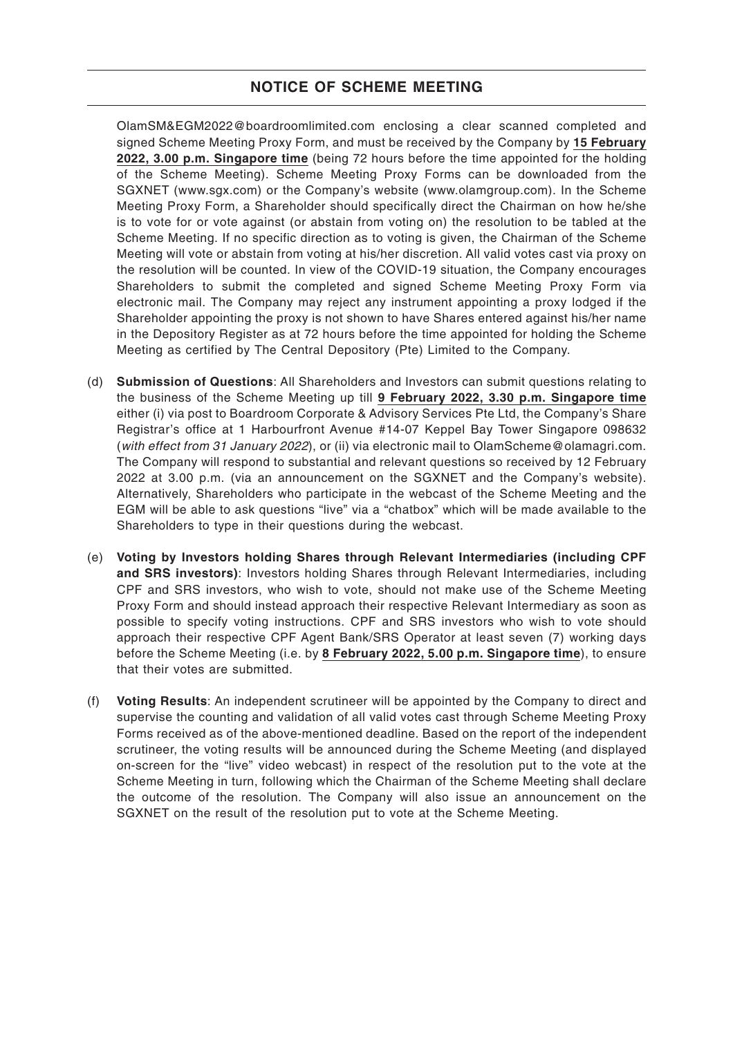OlamSM&EGM2022@boardroomlimited.com enclosing a clear scanned completed and signed Scheme Meeting Proxy Form, and must be received by the Company by **15 February 2022, 3.00 p.m. Singapore time** (being 72 hours before the time appointed for the holding of the Scheme Meeting). Scheme Meeting Proxy Forms can be downloaded from the SGXNET (www.sgx.com) or the Company's website (www.olamgroup.com). In the Scheme Meeting Proxy Form, a Shareholder should specifically direct the Chairman on how he/she is to vote for or vote against (or abstain from voting on) the resolution to be tabled at the Scheme Meeting. If no specific direction as to voting is given, the Chairman of the Scheme Meeting will vote or abstain from voting at his/her discretion. All valid votes cast via proxy on the resolution will be counted. In view of the COVID-19 situation, the Company encourages Shareholders to submit the completed and signed Scheme Meeting Proxy Form via electronic mail. The Company may reject any instrument appointing a proxy lodged if the Shareholder appointing the proxy is not shown to have Shares entered against his/her name in the Depository Register as at 72 hours before the time appointed for holding the Scheme Meeting as certified by The Central Depository (Pte) Limited to the Company.

(d) **Submission of Questions**: All Shareholders and Investors can submit questions relating to the business of the Scheme Meeting up till **9 February 2022, 3.30 p.m. Singapore time** either (i) via post to Boardroom Corporate & Advisory Services Pte Ltd, the Company's Share Registrar's office at 1 Harbourfront Avenue #14-07 Keppel Bay Tower Singapore 098632 (*with effect from 31 January 2022*), or (ii) via electronic mail to OlamScheme@olamagri.com. The Company will respond to substantial and relevant questions so received by 12 February 2022 at 3.00 p.m. (via an announcement on the SGXNET and the Company's website). Alternatively, Shareholders who participate in the webcast of the Scheme Meeting and the EGM will be able to ask questions "live" via a "chatbox" which will be made available to the Shareholders to type in their questions during the webcast.

(e) **Voting by Investors holding Shares through Relevant Intermediaries (including CPF and SRS investors)**: Investors holding Shares through Relevant Intermediaries, including CPF and SRS investors, who wish to vote, should not make use of the Scheme Meeting Proxy Form and should instead approach their respective Relevant Intermediary as soon as possible to specify voting instructions. CPF and SRS investors who wish to vote should approach their respective CPF Agent Bank/SRS Operator at least seven (7) working days before the Scheme Meeting (i.e. by **8 February 2022, 5.00 p.m. Singapore time**), to ensure that their votes are submitted.

(f) **Voting Results**: An independent scrutineer will be appointed by the Company to direct and supervise the counting and validation of all valid votes cast through Scheme Meeting Proxy Forms received as of the above-mentioned deadline. Based on the report of the independent scrutineer, the voting results will be announced during the Scheme Meeting (and displayed on-screen for the "live" video webcast) in respect of the resolution put to the vote at the Scheme Meeting in turn, following which the Chairman of the Scheme Meeting shall declare the outcome of the resolution. The Company will also issue an announcement on the SGXNET on the result of the resolution put to vote at the Scheme Meeting.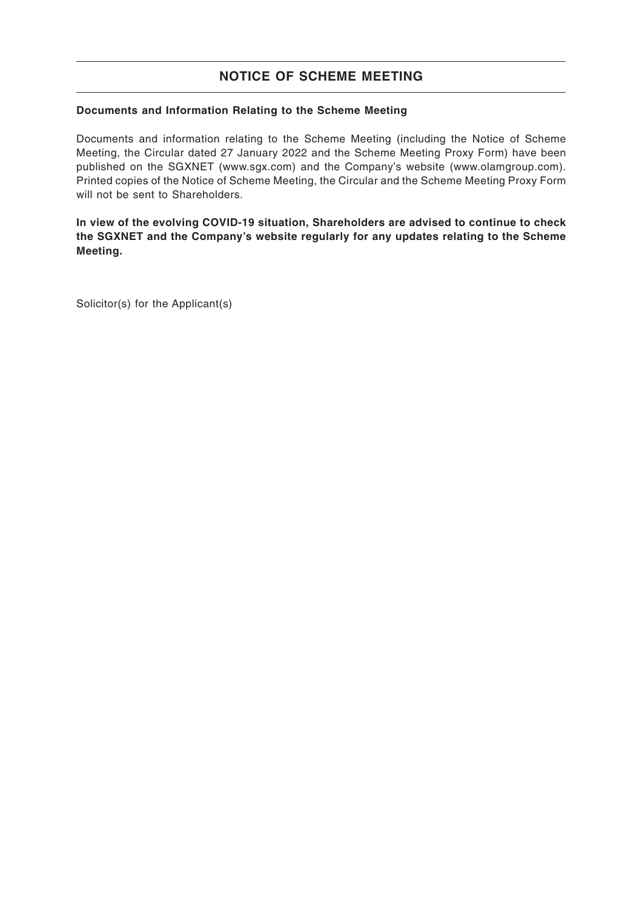## NOTICE OF SCHEME MEETING

**Documents and Information Relating to the Scheme Meeting**

Documents and information relating to the Scheme Meeting (including the Notice of Scheme Meeting, the Circular dated 27 January 2022 and the Scheme Meeting Proxy Form) have been published on the SGXNET (www.sgx.com) and the Company's website (www.olamgroup.com). Printed copies of the Notice of Scheme Meeting, the Circular and the Scheme Meeting Proxy Form will not be sent to Shareholders.

**In view of the evolving COVID-19 situation, Shareholders are advised to continue to check the SGXNET and the Company's website regularly for any updates relating to the Scheme Meeting.**

Solicitor(s) for the Applicant(s)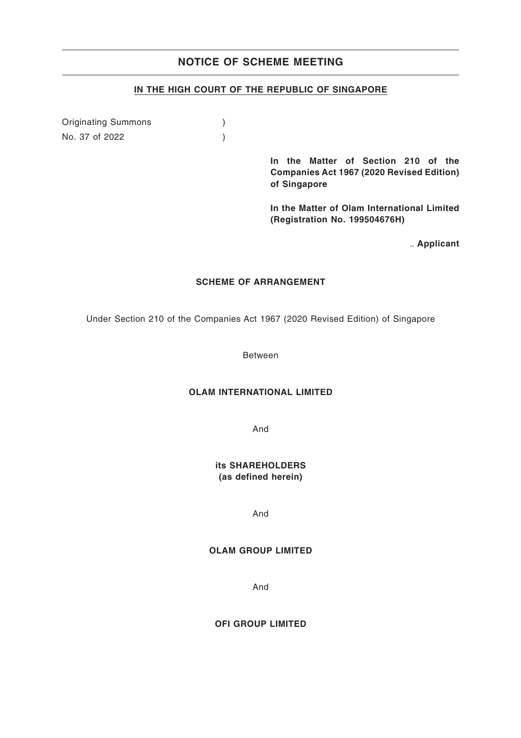# NOTICE OF SCHEME MEETING

**IN THE HIGH COURT OF THE REPUBLIC OF SINGAPORE**

Originating Summons )
No. 37 of 2022 )

**In the Matter of Section 210 of the Companies Act 1967 (2020 Revised Edition) of Singapore**

**In the Matter of Olam International Limited (Registration No. 199504676H)**

... **Applicant**

**SCHEME OF ARRANGEMENT**

Under Section 210 of the Companies Act 1967 (2020 Revised Edition) of Singapore

Between

**OLAM INTERNATIONAL LIMITED**

And

**its SHAREHOLDERS (as defined herein)**

And

**OLAM GROUP LIMITED**

And

**OFI GROUP LIMITED**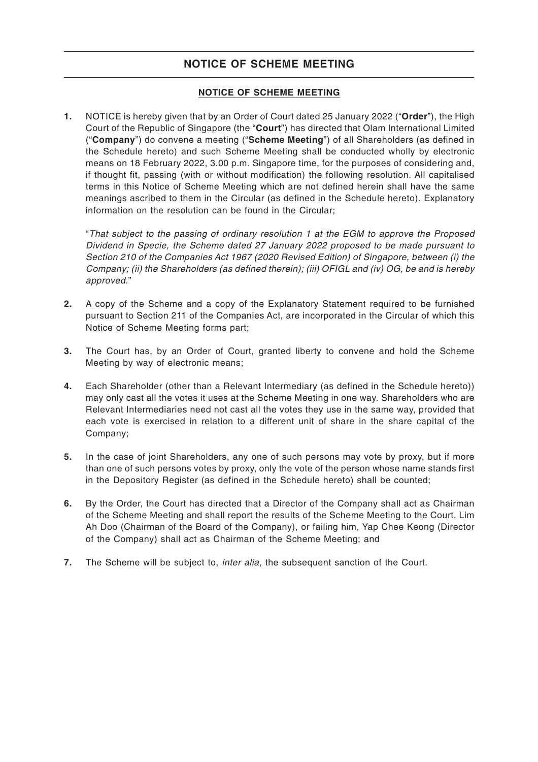# NOTICE OF SCHEME MEETING

## NOTICE OF SCHEME MEETING

**1.** NOTICE is hereby given that by an Order of Court dated 25 January 2022 ("**Order**"), the High Court of the Republic of Singapore (the "**Court**") has directed that Olam International Limited ("**Company**") do convene a meeting ("**Scheme Meeting**") of all Shareholders (as defined in the Schedule hereto) and such Scheme Meeting shall be conducted wholly by electronic means on 18 February 2022, 3.00 p.m. Singapore time, for the purposes of considering and, if thought fit, passing (with or without modification) the following resolution. All capitalised terms in this Notice of Scheme Meeting which are not defined herein shall have the same meanings ascribed to them in the Circular (as defined in the Schedule hereto). Explanatory information on the resolution can be found in the Circular;

"*That subject to the passing of ordinary resolution 1 at the EGM to approve the Proposed Dividend in Specie, the Scheme dated 27 January 2022 proposed to be made pursuant to Section 210 of the Companies Act 1967 (2020 Revised Edition) of Singapore, between (i) the Company; (ii) the Shareholders (as defined therein); (iii) OFIGL and (iv) OG, be and is hereby approved.*"

**2.** A copy of the Scheme and a copy of the Explanatory Statement required to be furnished pursuant to Section 211 of the Companies Act, are incorporated in the Circular of which this Notice of Scheme Meeting forms part;

**3.** The Court has, by an Order of Court, granted liberty to convene and hold the Scheme Meeting by way of electronic means;

**4.** Each Shareholder (other than a Relevant Intermediary (as defined in the Schedule hereto)) may only cast all the votes it uses at the Scheme Meeting in one way. Shareholders who are Relevant Intermediaries need not cast all the votes they use in the same way, provided that each vote is exercised in relation to a different unit of share in the share capital of the Company;

**5.** In the case of joint Shareholders, any one of such persons may vote by proxy, but if more than one of such persons votes by proxy, only the vote of the person whose name stands first in the Depository Register (as defined in the Schedule hereto) shall be counted;

**6.** By the Order, the Court has directed that a Director of the Company shall act as Chairman of the Scheme Meeting and shall report the results of the Scheme Meeting to the Court. Lim Ah Doo (Chairman of the Board of the Company), or failing him, Yap Chee Keong (Director of the Company) shall act as Chairman of the Scheme Meeting; and

**7.** The Scheme will be subject to, *inter alia*, the subsequent sanction of the Court.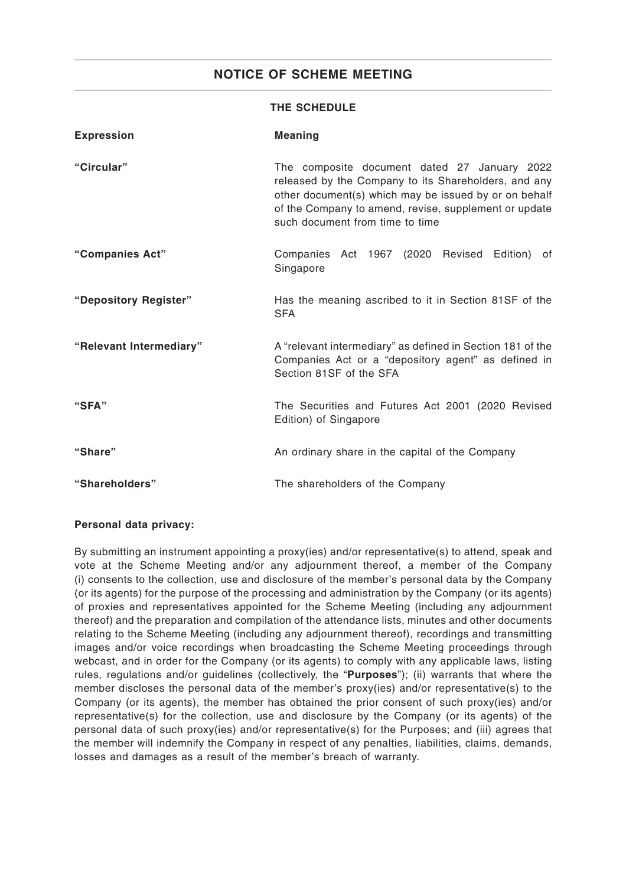## NOTICE OF SCHEME MEETING

### THE SCHEDULE

| Expression | Meaning |
|---|---|
| **"Circular"** | The composite document dated 27 January 2022 released by the Company to its Shareholders, and any other document(s) which may be issued by or on behalf of the Company to amend, revise, supplement or update such document from time to time |
| **"Companies Act"** | Companies Act 1967 (2020 Revised Edition) of Singapore |
| **"Depository Register"** | Has the meaning ascribed to it in Section 81SF of the SFA |
| **"Relevant Intermediary"** | A "relevant intermediary" as defined in Section 181 of the Companies Act or a "depository agent" as defined in Section 81SF of the SFA |
| **"SFA"** | The Securities and Futures Act 2001 (2020 Revised Edition) of Singapore |
| **"Share"** | An ordinary share in the capital of the Company |
| **"Shareholders"** | The shareholders of the Company |

**Personal data privacy:**

By submitting an instrument appointing a proxy(ies) and/or representative(s) to attend, speak and vote at the Scheme Meeting and/or any adjournment thereof, a member of the Company (i) consents to the collection, use and disclosure of the member's personal data by the Company (or its agents) for the purpose of the processing and administration by the Company (or its agents) of proxies and representatives appointed for the Scheme Meeting (including any adjournment thereof) and the preparation and compilation of the attendance lists, minutes and other documents relating to the Scheme Meeting (including any adjournment thereof), recordings and transmitting images and/or voice recordings when broadcasting the Scheme Meeting proceedings through webcast, and in order for the Company (or its agents) to comply with any applicable laws, listing rules, regulations and/or guidelines (collectively, the "**Purposes**"); (ii) warrants that where the member discloses the personal data of the member's proxy(ies) and/or representative(s) to the Company (or its agents), the member has obtained the prior consent of such proxy(ies) and/or representative(s) for the collection, use and disclosure by the Company (or its agents) of the personal data of such proxy(ies) and/or representative(s) for the Purposes; and (iii) agrees that the member will indemnify the Company in respect of any penalties, liabilities, claims, demands, losses and damages as a result of the member's breach of warranty.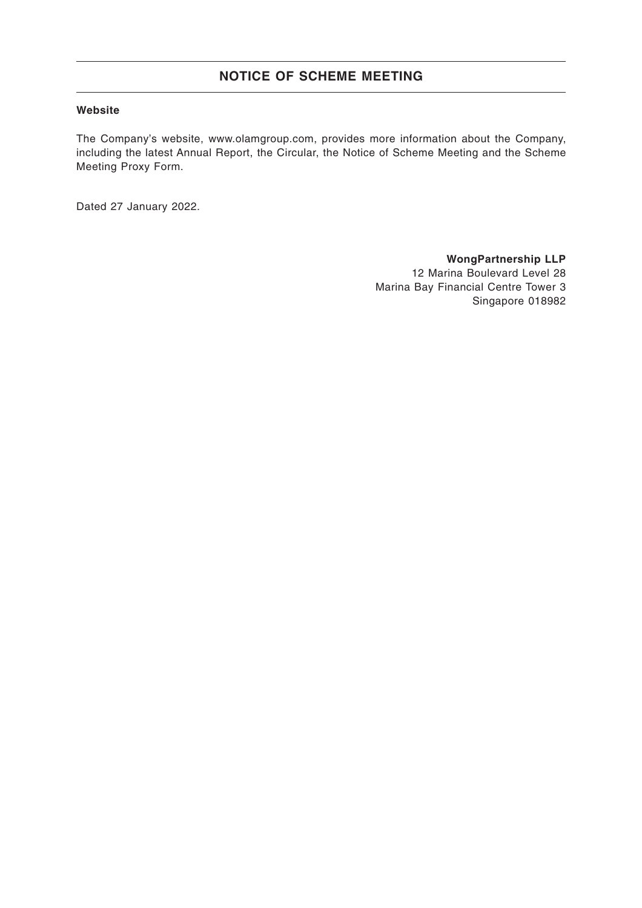## NOTICE OF SCHEME MEETING

**Website**

The Company's website, www.olamgroup.com, provides more information about the Company, including the latest Annual Report, the Circular, the Notice of Scheme Meeting and the Scheme Meeting Proxy Form.

Dated 27 January 2022.

**WongPartnership LLP**
12 Marina Boulevard Level 28
Marina Bay Financial Centre Tower 3
Singapore 018982